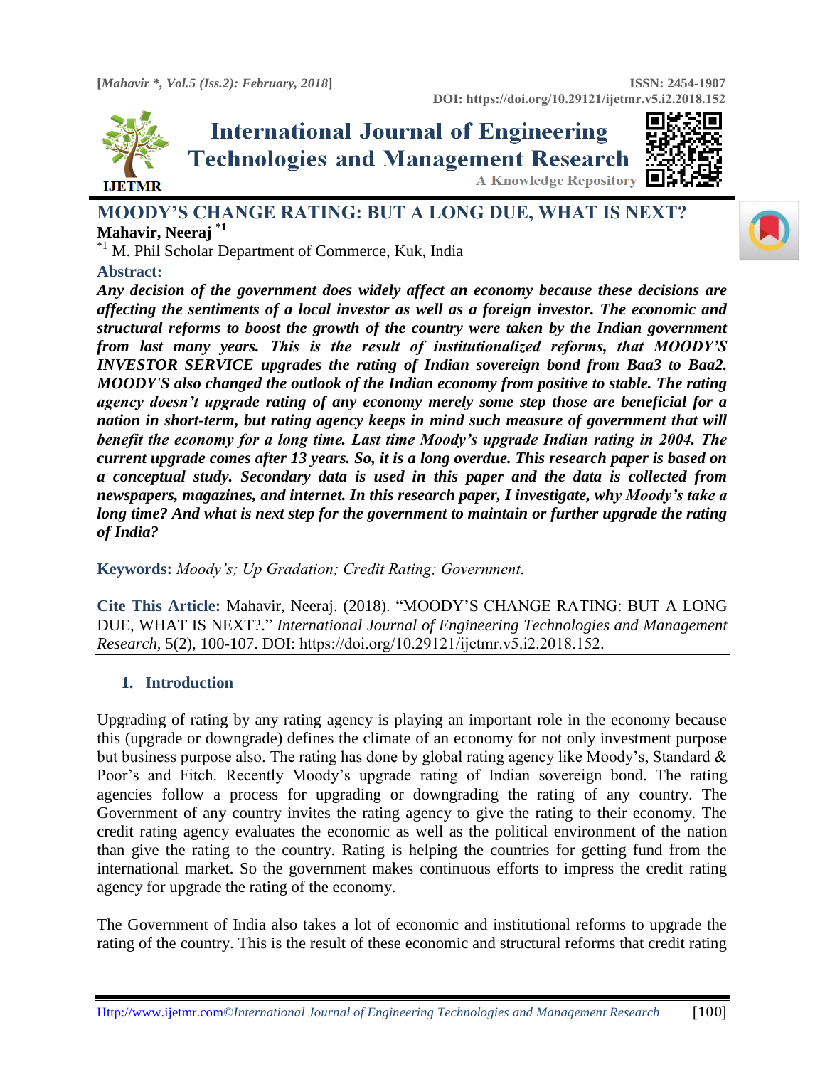# MOODY'S CHANGE RATING: BUT A LONG DUE, WHAT IS NEXT?

**Mahavir, Neeraj** [*1]

[*1] M. Phil Scholar Department of Commerce, Kuk, India

## Abstract:

***Any decision of the government does widely affect an economy because these decisions are affecting the sentiments of a local investor as well as a foreign investor. The economic and structural reforms to boost the growth of the country were taken by the Indian government from last many years. This is the result of institutionalized reforms, that MOODY'S INVESTOR SERVICE upgrades the rating of Indian sovereign bond from Baa3 to Baa2. MOODY'S also changed the outlook of the Indian economy from positive to stable. The rating agency doesn't upgrade rating of any economy merely some step those are beneficial for a nation in short-term, but rating agency keeps in mind such measure of government that will benefit the economy for a long time. Last time Moody's upgrade Indian rating in 2004. The current upgrade comes after 13 years. So, it is a long overdue. This research paper is based on a conceptual study. Secondary data is used in this paper and the data is collected from newspapers, magazines, and internet. In this research paper, I investigate, why Moody's take a long time? And what is next step for the government to maintain or further upgrade the rating of India?***

**Keywords:** *Moody's; Up Gradation; Credit Rating; Government.*

**Cite This Article:** Mahavir, Neeraj. (2018). "MOODY'S CHANGE RATING: BUT A LONG DUE, WHAT IS NEXT?." *International Journal of Engineering Technologies and Management Research*, 5(2), 100-107. DOI: https://doi.org/10.29121/ijetmr.v5.i2.2018.152.

## 1. Introduction

Upgrading of rating by any rating agency is playing an important role in the economy because this (upgrade or downgrade) defines the climate of an economy for not only investment purpose but business purpose also. The rating has done by global rating agency like Moody's, Standard & Poor's and Fitch. Recently Moody's upgrade rating of Indian sovereign bond. The rating agencies follow a process for upgrading or downgrading the rating of any country. The Government of any country invites the rating agency to give the rating to their economy. The credit rating agency evaluates the economic as well as the political environment of the nation than give the rating to the country. Rating is helping the countries for getting fund from the international market. So the government makes continuous efforts to impress the credit rating agency for upgrade the rating of the economy.

The Government of India also takes a lot of economic and institutional reforms to upgrade the rating of the country. This is the result of these economic and structural reforms that credit rating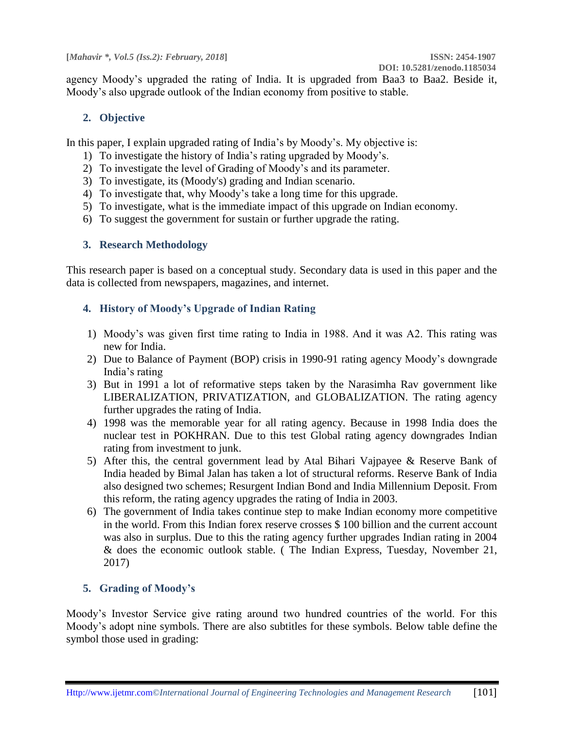agency Moody's upgraded the rating of India. It is upgraded from Baa3 to Baa2. Beside it, Moody's also upgrade outlook of the Indian economy from positive to stable.

## 2. Objective

In this paper, I explain upgraded rating of India's by Moody's. My objective is:

1) To investigate the history of India's rating upgraded by Moody's.
2) To investigate the level of Grading of Moody's and its parameter.
3) To investigate, its (Moody's) grading and Indian scenario.
4) To investigate that, why Moody's take a long time for this upgrade.
5) To investigate, what is the immediate impact of this upgrade on Indian economy.
6) To suggest the government for sustain or further upgrade the rating.

## 3. Research Methodology

This research paper is based on a conceptual study. Secondary data is used in this paper and the data is collected from newspapers, magazines, and internet.

## 4. History of Moody's Upgrade of Indian Rating

1) Moody's was given first time rating to India in 1988. And it was A2. This rating was new for India.
2) Due to Balance of Payment (BOP) crisis in 1990-91 rating agency Moody's downgrade India's rating
3) But in 1991 a lot of reformative steps taken by the Narasimha Rav government like LIBERALIZATION, PRIVATIZATION, and GLOBALIZATION. The rating agency further upgrades the rating of India.
4) 1998 was the memorable year for all rating agency. Because in 1998 India does the nuclear test in POKHRAN. Due to this test Global rating agency downgrades Indian rating from investment to junk.
5) After this, the central government lead by Atal Bihari Vajpayee & Reserve Bank of India headed by Bimal Jalan has taken a lot of structural reforms. Reserve Bank of India also designed two schemes; Resurgent Indian Bond and India Millennium Deposit. From this reform, the rating agency upgrades the rating of India in 2003.
6) The government of India takes continue step to make Indian economy more competitive in the world. From this Indian forex reserve crosses $ 100 billion and the current account was also in surplus. Due to this the rating agency further upgrades Indian rating in 2004 & does the economic outlook stable. ( The Indian Express, Tuesday, November 21, 2017)

## 5. Grading of Moody's

Moody's Investor Service give rating around two hundred countries of the world. For this Moody's adopt nine symbols. There are also subtitles for these symbols. Below table define the symbol those used in grading: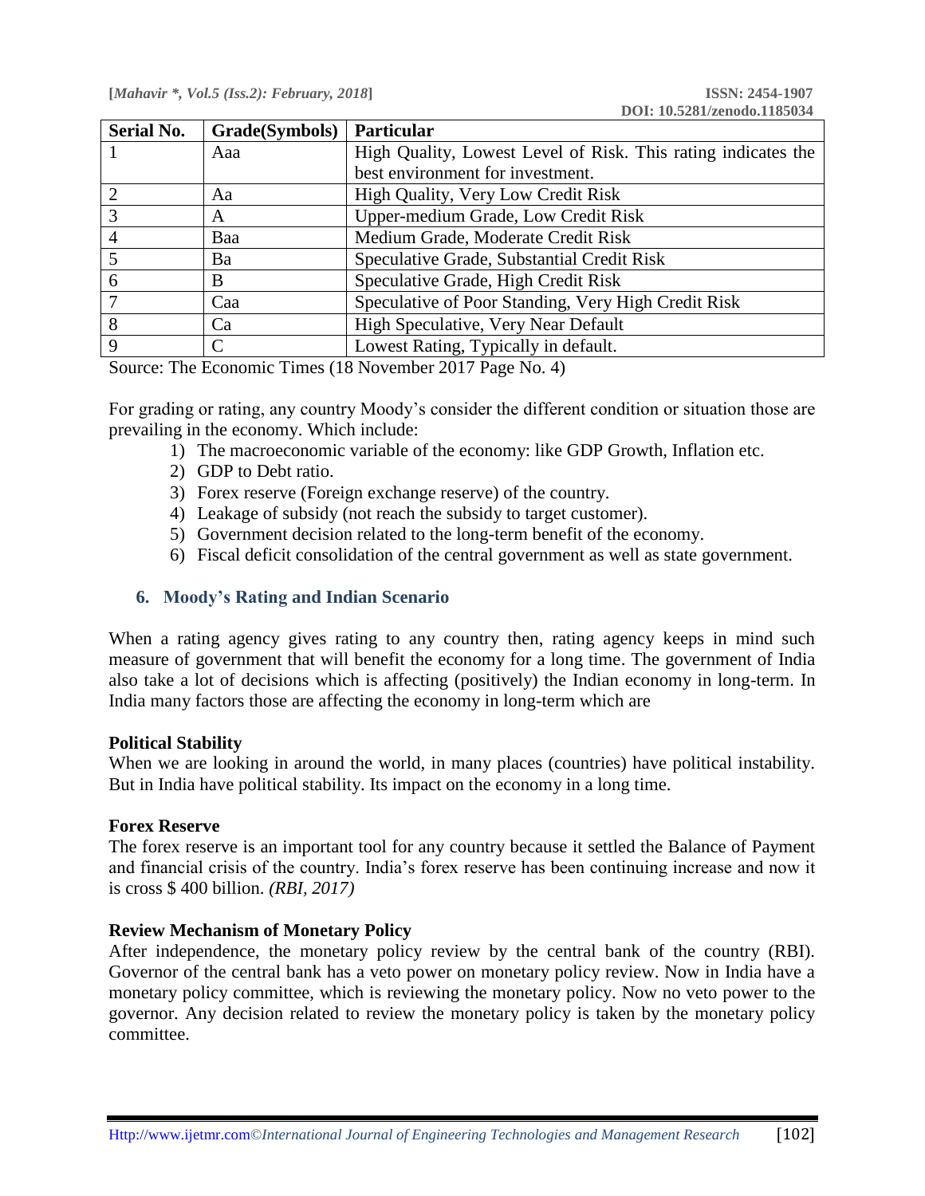| Serial No. | Grade(Symbols) | Particular |
|---|---|---|
| 1 | Aaa | High Quality, Lowest Level of Risk. This rating indicates the best environment for investment. |
| 2 | Aa | High Quality, Very Low Credit Risk |
| 3 | A | Upper-medium Grade, Low Credit Risk |
| 4 | Baa | Medium Grade, Moderate Credit Risk |
| 5 | Ba | Speculative Grade, Substantial Credit Risk |
| 6 | B | Speculative Grade, High Credit Risk |
| 7 | Caa | Speculative of Poor Standing, Very High Credit Risk |
| 8 | Ca | High Speculative, Very Near Default |
| 9 | C | Lowest Rating, Typically in default. |

Source: The Economic Times (18 November 2017 Page No. 4)

For grading or rating, any country Moody's consider the different condition or situation those are prevailing in the economy. Which include:

1) The macroeconomic variable of the economy: like GDP Growth, Inflation etc.
2) GDP to Debt ratio.
3) Forex reserve (Foreign exchange reserve) of the country.
4) Leakage of subsidy (not reach the subsidy to target customer).
5) Government decision related to the long-term benefit of the economy.
6) Fiscal deficit consolidation of the central government as well as state government.

## 6. Moody's Rating and Indian Scenario

When a rating agency gives rating to any country then, rating agency keeps in mind such measure of government that will benefit the economy for a long time. The government of India also take a lot of decisions which is affecting (positively) the Indian economy in long-term. In India many factors those are affecting the economy in long-term which are

**Political Stability**

When we are looking in around the world, in many places (countries) have political instability. But in India have political stability. Its impact on the economy in a long time.

**Forex Reserve**

The forex reserve is an important tool for any country because it settled the Balance of Payment and financial crisis of the country. India's forex reserve has been continuing increase and now it is cross $ 400 billion. *(RBI, 2017)*

**Review Mechanism of Monetary Policy**

After independence, the monetary policy review by the central bank of the country (RBI). Governor of the central bank has a veto power on monetary policy review. Now in India have a monetary policy committee, which is reviewing the monetary policy. Now no veto power to the governor. Any decision related to review the monetary policy is taken by the monetary policy committee.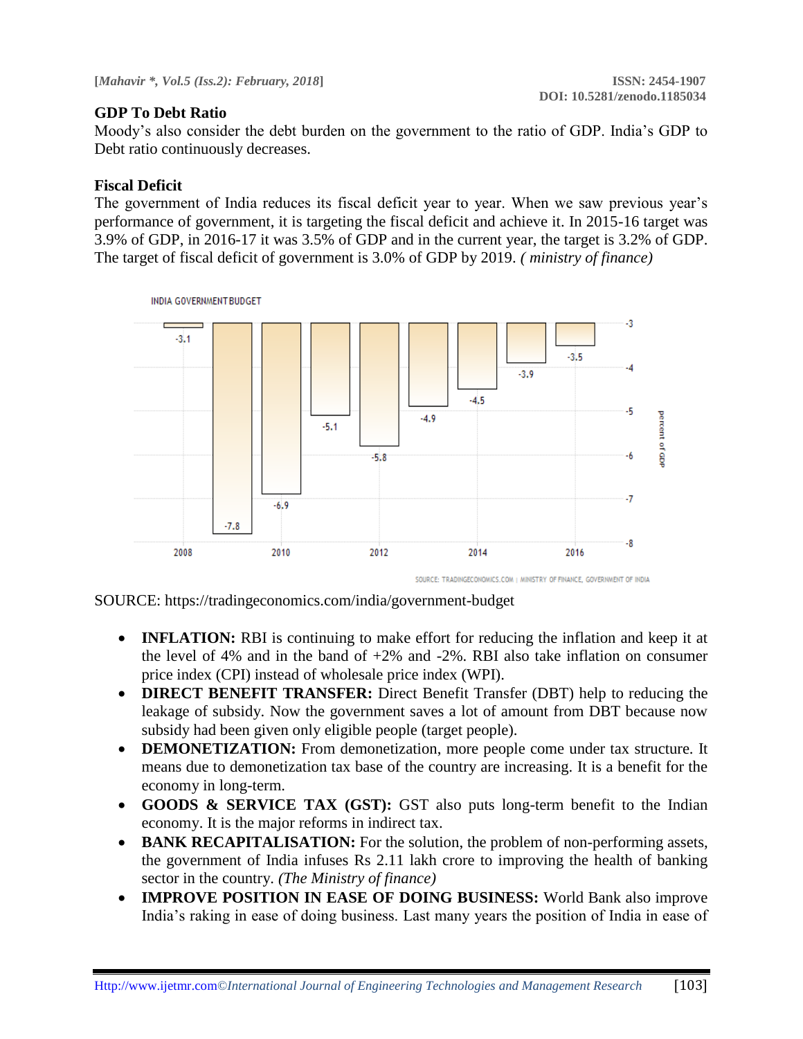## GDP To Debt Ratio

Moody's also consider the debt burden on the government to the ratio of GDP. India's GDP to Debt ratio continuously decreases.

## Fiscal Deficit

The government of India reduces its fiscal deficit year to year. When we saw previous year's performance of government, it is targeting the fiscal deficit and achieve it. In 2015-16 target was 3.9% of GDP, in 2016-17 it was 3.5% of GDP and in the current year, the target is 3.2% of GDP. The target of fiscal deficit of government is 3.0% of GDP by 2019. *( ministry of finance)*

SOURCE: https://tradingeconomics.com/india/government-budget

- **INFLATION:** RBI is continuing to make effort for reducing the inflation and keep it at the level of 4% and in the band of +2% and -2%. RBI also take inflation on consumer price index (CPI) instead of wholesale price index (WPI).
- **DIRECT BENEFIT TRANSFER:** Direct Benefit Transfer (DBT) help to reducing the leakage of subsidy. Now the government saves a lot of amount from DBT because now subsidy had been given only eligible people (target people).
- **DEMONETIZATION:** From demonetization, more people come under tax structure. It means due to demonetization tax base of the country are increasing. It is a benefit for the economy in long-term.
- **GOODS & SERVICE TAX (GST):** GST also puts long-term benefit to the Indian economy. It is the major reforms in indirect tax.
- **BANK RECAPITALISATION:** For the solution, the problem of non-performing assets, the government of India infuses Rs 2.11 lakh crore to improving the health of banking sector in the country. *(The Ministry of finance)*
- **IMPROVE POSITION IN EASE OF DOING BUSINESS:** World Bank also improve India's raking in ease of doing business. Last many years the position of India in ease of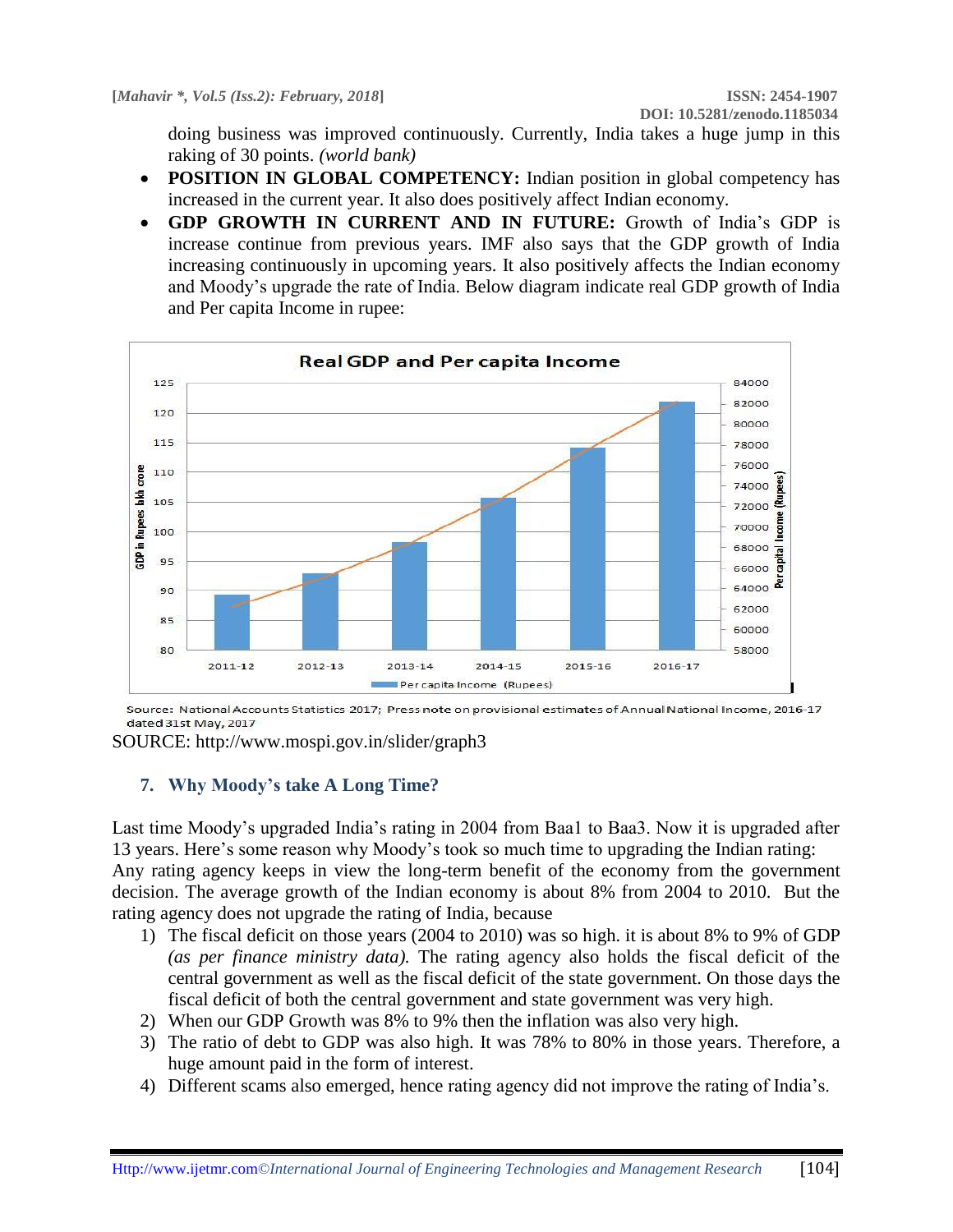doing business was improved continuously. Currently, India takes a huge jump in this raking of 30 points. *(world bank)*

- **POSITION IN GLOBAL COMPETENCY:** Indian position in global competency has increased in the current year. It also does positively affect Indian economy.
- **GDP GROWTH IN CURRENT AND IN FUTURE:** Growth of India's GDP is increase continue from previous years. IMF also says that the GDP growth of India increasing continuously in upcoming years. It also positively affects the Indian economy and Moody's upgrade the rate of India. Below diagram indicate real GDP growth of India and Per capita Income in rupee:

Source: National Accounts Statistics 2017; Press note on provisional estimates of Annual National Income, 2016-17 dated 31st May, 2017

SOURCE: http://www.mospi.gov.in/slider/graph3

## 7. Why Moody's take A Long Time?

Last time Moody's upgraded India's rating in 2004 from Baa1 to Baa3. Now it is upgraded after 13 years. Here's some reason why Moody's took so much time to upgrading the Indian rating:
Any rating agency keeps in view the long-term benefit of the economy from the government decision. The average growth of the Indian economy is about 8% from 2004 to 2010. But the rating agency does not upgrade the rating of India, because

1) The fiscal deficit on those years (2004 to 2010) was so high. it is about 8% to 9% of GDP *(as per finance ministry data).* The rating agency also holds the fiscal deficit of the central government as well as the fiscal deficit of the state government. On those days the fiscal deficit of both the central government and state government was very high.
2) When our GDP Growth was 8% to 9% then the inflation was also very high.
3) The ratio of debt to GDP was also high. It was 78% to 80% in those years. Therefore, a huge amount paid in the form of interest.
4) Different scams also emerged, hence rating agency did not improve the rating of India's.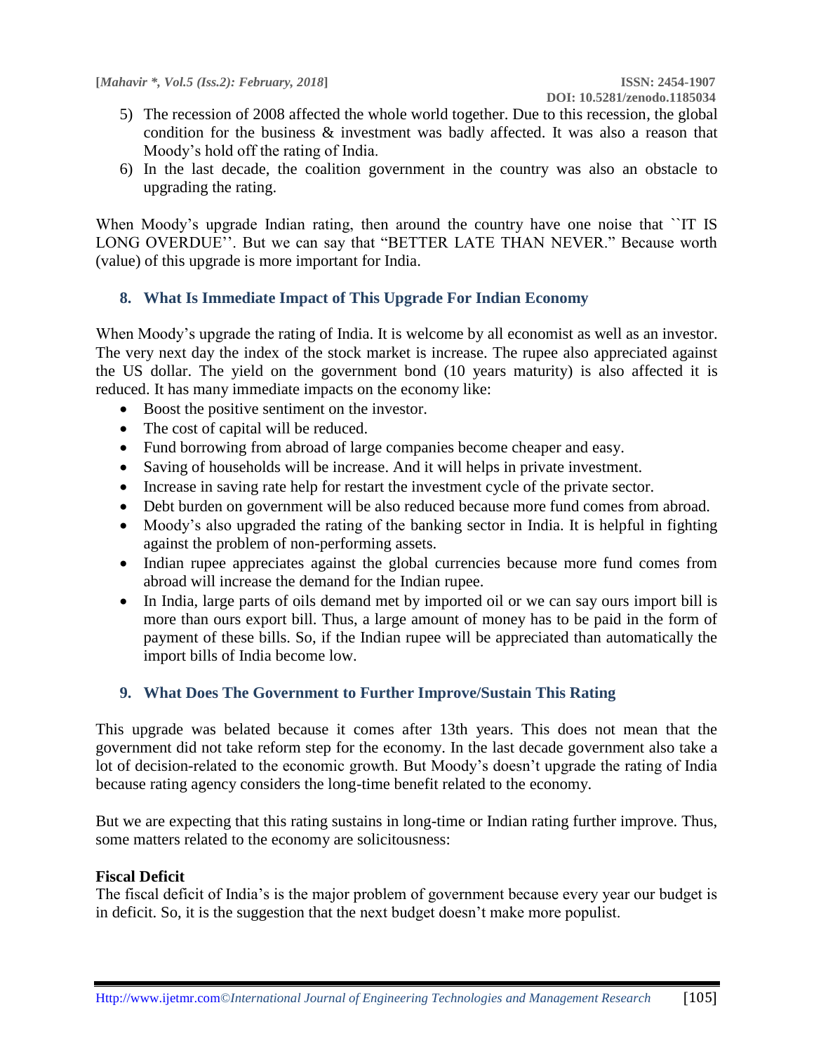5) The recession of 2008 affected the whole world together. Due to this recession, the global condition for the business & investment was badly affected. It was also a reason that Moody's hold off the rating of India.
6) In the last decade, the coalition government in the country was also an obstacle to upgrading the rating.

When Moody's upgrade Indian rating, then around the country have one noise that ``IT IS LONG OVERDUE''. But we can say that "BETTER LATE THAN NEVER." Because worth (value) of this upgrade is more important for India.

## 8. What Is Immediate Impact of This Upgrade For Indian Economy

When Moody's upgrade the rating of India. It is welcome by all economist as well as an investor. The very next day the index of the stock market is increase. The rupee also appreciated against the US dollar. The yield on the government bond (10 years maturity) is also affected it is reduced. It has many immediate impacts on the economy like:

- Boost the positive sentiment on the investor.
- The cost of capital will be reduced.
- Fund borrowing from abroad of large companies become cheaper and easy.
- Saving of households will be increase. And it will helps in private investment.
- Increase in saving rate help for restart the investment cycle of the private sector.
- Debt burden on government will be also reduced because more fund comes from abroad.
- Moody's also upgraded the rating of the banking sector in India. It is helpful in fighting against the problem of non-performing assets.
- Indian rupee appreciates against the global currencies because more fund comes from abroad will increase the demand for the Indian rupee.
- In India, large parts of oils demand met by imported oil or we can say ours import bill is more than ours export bill. Thus, a large amount of money has to be paid in the form of payment of these bills. So, if the Indian rupee will be appreciated than automatically the import bills of India become low.

## 9. What Does The Government to Further Improve/Sustain This Rating

This upgrade was belated because it comes after 13th years. This does not mean that the government did not take reform step for the economy. In the last decade government also take a lot of decision-related to the economic growth. But Moody's doesn't upgrade the rating of India because rating agency considers the long-time benefit related to the economy.

But we are expecting that this rating sustains in long-time or Indian rating further improve. Thus, some matters related to the economy are solicitousness:

**Fiscal Deficit**

The fiscal deficit of India's is the major problem of government because every year our budget is in deficit. So, it is the suggestion that the next budget doesn't make more populist.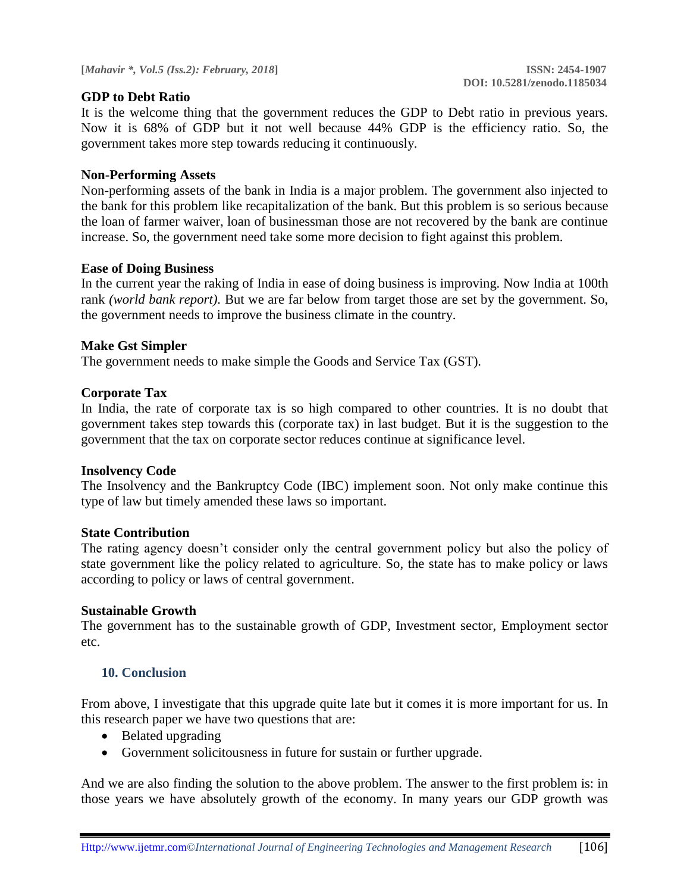### GDP to Debt Ratio

It is the welcome thing that the government reduces the GDP to Debt ratio in previous years. Now it is 68% of GDP but it not well because 44% GDP is the efficiency ratio. So, the government takes more step towards reducing it continuously.

### Non-Performing Assets

Non-performing assets of the bank in India is a major problem. The government also injected to the bank for this problem like recapitalization of the bank. But this problem is so serious because the loan of farmer waiver, loan of businessman those are not recovered by the bank are continue increase. So, the government need take some more decision to fight against this problem.

### Ease of Doing Business

In the current year the raking of India in ease of doing business is improving. Now India at 100th rank *(world bank report)*. But we are far below from target those are set by the government. So, the government needs to improve the business climate in the country.

### Make Gst Simpler

The government needs to make simple the Goods and Service Tax (GST).

### Corporate Tax

In India, the rate of corporate tax is so high compared to other countries. It is no doubt that government takes step towards this (corporate tax) in last budget. But it is the suggestion to the government that the tax on corporate sector reduces continue at significance level.

### Insolvency Code

The Insolvency and the Bankruptcy Code (IBC) implement soon. Not only make continue this type of law but timely amended these laws so important.

### State Contribution

The rating agency doesn't consider only the central government policy but also the policy of state government like the policy related to agriculture. So, the state has to make policy or laws according to policy or laws of central government.

### Sustainable Growth

The government has to the sustainable growth of GDP, Investment sector, Employment sector etc.

## 10. Conclusion

From above, I investigate that this upgrade quite late but it comes it is more important for us. In this research paper we have two questions that are:

- Belated upgrading
- Government solicitousness in future for sustain or further upgrade.

And we are also finding the solution to the above problem. The answer to the first problem is: in those years we have absolutely growth of the economy. In many years our GDP growth was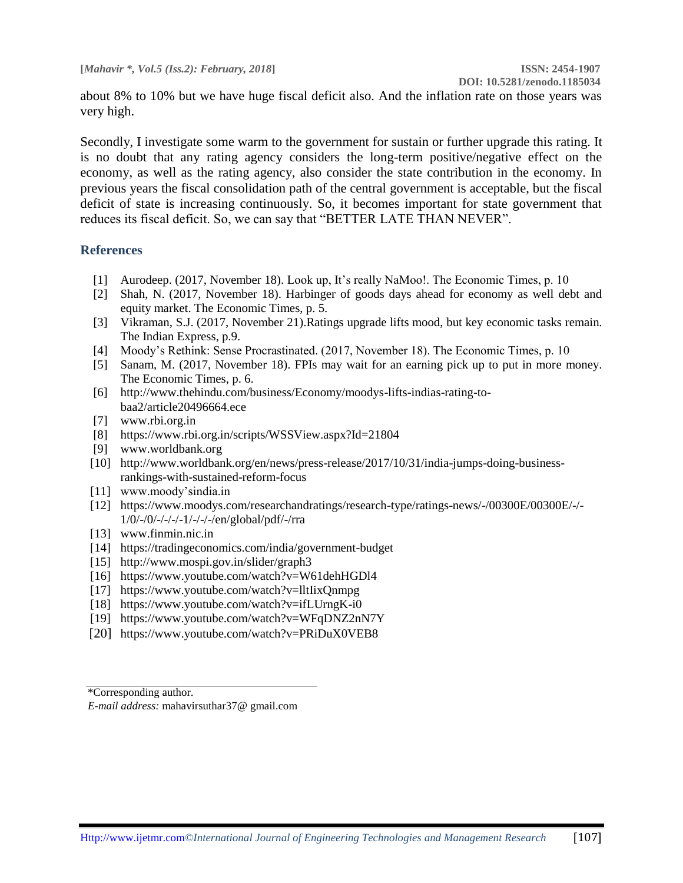about 8% to 10% but we have huge fiscal deficit also. And the inflation rate on those years was very high.

Secondly, I investigate some warm to the government for sustain or further upgrade this rating. It is no doubt that any rating agency considers the long-term positive/negative effect on the economy, as well as the rating agency, also consider the state contribution in the economy. In previous years the fiscal consolidation path of the central government is acceptable, but the fiscal deficit of state is increasing continuously. So, it becomes important for state government that reduces its fiscal deficit. So, we can say that "BETTER LATE THAN NEVER".

## References

[1] Aurodeep. (2017, November 18). Look up, It's really NaMoo!. The Economic Times, p. 10

[2] Shah, N. (2017, November 18). Harbinger of goods days ahead for economy as well debt and equity market. The Economic Times, p. 5.

[3] Vikraman, S.J. (2017, November 21).Ratings upgrade lifts mood, but key economic tasks remain. The Indian Express, p.9.

[4] Moody's Rethink: Sense Procrastinated. (2017, November 18). The Economic Times, p. 10

[5] Sanam, M. (2017, November 18). FPIs may wait for an earning pick up to put in more money. The Economic Times, p. 6.

[6] http://www.thehindu.com/business/Economy/moodys-lifts-indias-rating-to-baa2/article20496664.ece

[7] www.rbi.org.in

[8] https://www.rbi.org.in/scripts/WSSView.aspx?Id=21804

[9] www.worldbank.org

[10] http://www.worldbank.org/en/news/press-release/2017/10/31/india-jumps-doing-business-rankings-with-sustained-reform-focus

[11] www.moody'sindia.in

[12] https://www.moodys.com/researchandratings/research-type/ratings-news/-/00300E/00300E/-/-1/0/-/0/-/-/-/-1/-/-/-/en/global/pdf/-/rra

[13] www.finmin.nic.in

[14] https://tradingeconomics.com/india/government-budget

[15] http://www.mospi.gov.in/slider/graph3

[16] https://www.youtube.com/watch?v=W61dehHGDl4

[17] https://www.youtube.com/watch?v=lltIixQnmpg

[18] https://www.youtube.com/watch?v=ifLUrngK-i0

[19] https://www.youtube.com/watch?v=WFqDNZ2nN7Y

[20] https://www.youtube.com/watch?v=PRiDuX0VEB8

*Corresponding author.

*E-mail address:* mahavirsuthar37@ gmail.com